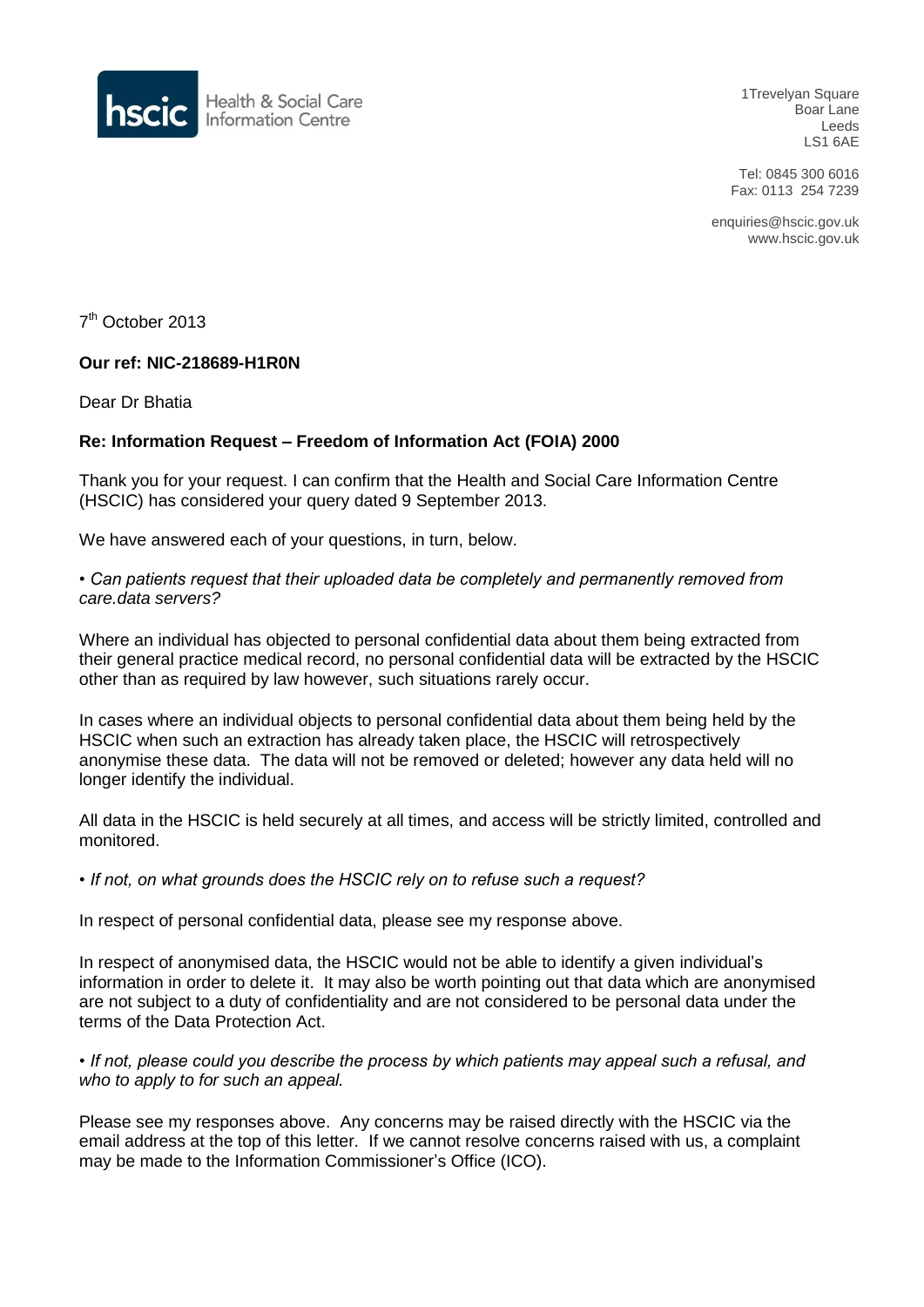hscic Health & Social Care Information Centre

1Trevelyan Square
Boar Lane
Leeds
LS1 6AE

Tel: 0845 300 6016
Fax: 0113 254 7239

enquiries@hscic.gov.uk
www.hscic.gov.uk

7th October 2013

**Our ref: NIC-218689-H1R0N**

Dear Dr Bhatia

**Re: Information Request – Freedom of Information Act (FOIA) 2000**

Thank you for your request. I can confirm that the Health and Social Care Information Centre (HSCIC) has considered your query dated 9 September 2013.

We have answered each of your questions, in turn, below.

• *Can patients request that their uploaded data be completely and permanently removed from care.data servers?*

Where an individual has objected to personal confidential data about them being extracted from their general practice medical record, no personal confidential data will be extracted by the HSCIC other than as required by law however, such situations rarely occur.

In cases where an individual objects to personal confidential data about them being held by the HSCIC when such an extraction has already taken place, the HSCIC will retrospectively anonymise these data. The data will not be removed or deleted; however any data held will no longer identify the individual.

All data in the HSCIC is held securely at all times, and access will be strictly limited, controlled and monitored.

• *If not, on what grounds does the HSCIC rely on to refuse such a request?*

In respect of personal confidential data, please see my response above.

In respect of anonymised data, the HSCIC would not be able to identify a given individual's information in order to delete it. It may also be worth pointing out that data which are anonymised are not subject to a duty of confidentiality and are not considered to be personal data under the terms of the Data Protection Act.

• *If not, please could you describe the process by which patients may appeal such a refusal, and who to apply to for such an appeal.*

Please see my responses above. Any concerns may be raised directly with the HSCIC via the email address at the top of this letter. If we cannot resolve concerns raised with us, a complaint may be made to the Information Commissioner's Office (ICO).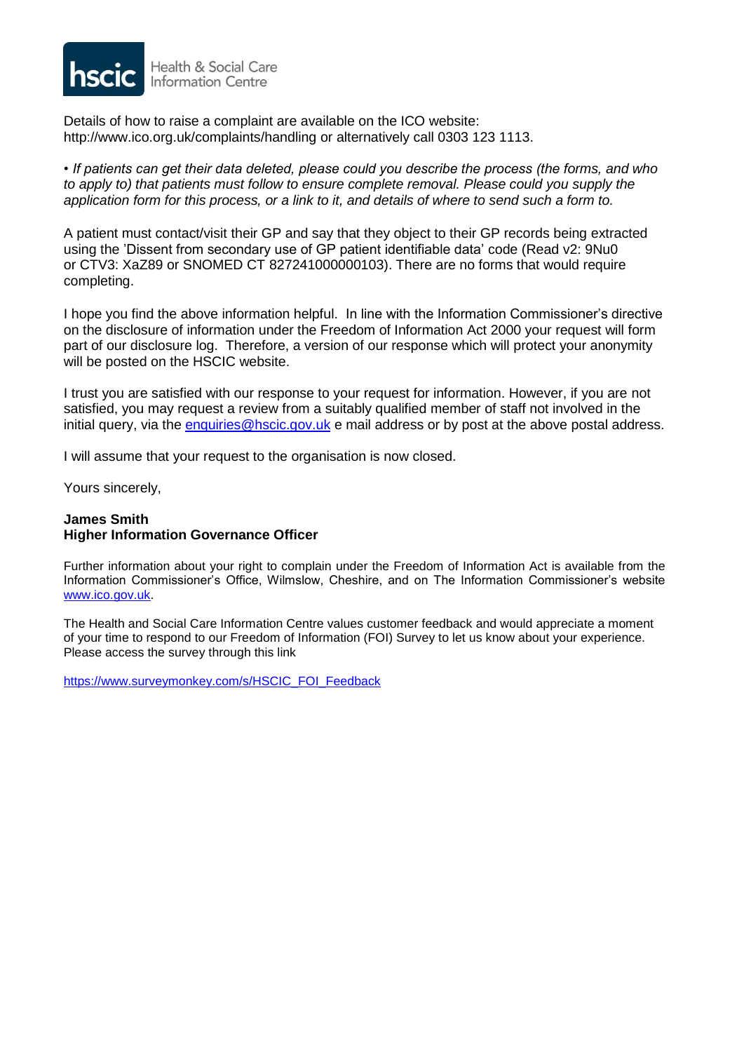Details of how to raise a complaint are available on the ICO website: http://www.ico.org.uk/complaints/handling or alternatively call 0303 123 1113.

• *If patients can get their data deleted, please could you describe the process (the forms, and who to apply to) that patients must follow to ensure complete removal. Please could you supply the application form for this process, or a link to it, and details of where to send such a form to.*

A patient must contact/visit their GP and say that they object to their GP records being extracted using the 'Dissent from secondary use of GP patient identifiable data' code (Read v2: 9Nu0 or CTV3: XaZ89 or SNOMED CT 827241000000103). There are no forms that would require completing.

I hope you find the above information helpful. In line with the Information Commissioner's directive on the disclosure of information under the Freedom of Information Act 2000 your request will form part of our disclosure log. Therefore, a version of our response which will protect your anonymity will be posted on the HSCIC website.

I trust you are satisfied with our response to your request for information. However, if you are not satisfied, you may request a review from a suitably qualified member of staff not involved in the initial query, via the enquiries@hscic.gov.uk e mail address or by post at the above postal address.

I will assume that your request to the organisation is now closed.

Yours sincerely,

**James Smith**
**Higher Information Governance Officer**

Further information about your right to complain under the Freedom of Information Act is available from the Information Commissioner's Office, Wilmslow, Cheshire, and on The Information Commissioner's website www.ico.gov.uk.

The Health and Social Care Information Centre values customer feedback and would appreciate a moment of your time to respond to our Freedom of Information (FOI) Survey to let us know about your experience. Please access the survey through this link

https://www.surveymonkey.com/s/HSCIC_FOI_Feedback